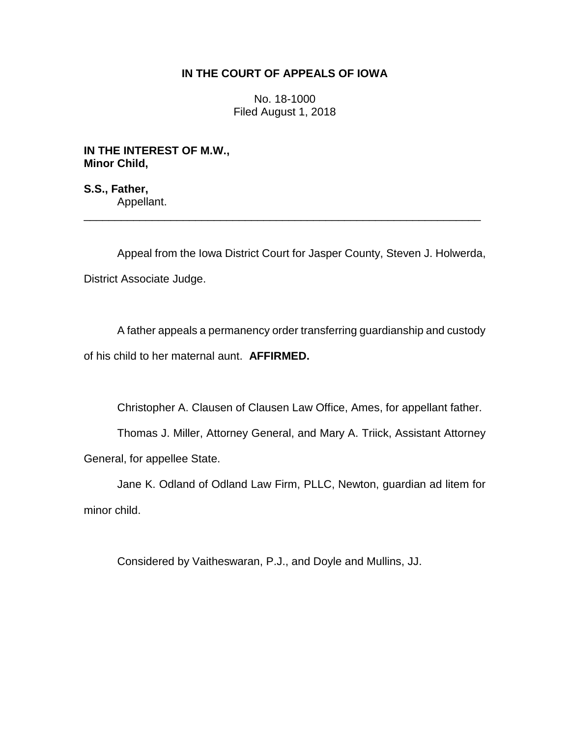# IN THE COURT OF APPEALS OF IOWA

No. 18-1000
Filed August 1, 2018

**IN THE INTEREST OF M.W.,**
**Minor Child,**

**S.S., Father,**
Appellant.

---

Appeal from the Iowa District Court for Jasper County, Steven J. Holwerda, District Associate Judge.

A father appeals a permanency order transferring guardianship and custody of his child to her maternal aunt. **AFFIRMED.**

Christopher A. Clausen of Clausen Law Office, Ames, for appellant father.

Thomas J. Miller, Attorney General, and Mary A. Triick, Assistant Attorney General, for appellee State.

Jane K. Odland of Odland Law Firm, PLLC, Newton, guardian ad litem for minor child.

Considered by Vaitheswaran, P.J., and Doyle and Mullins, JJ.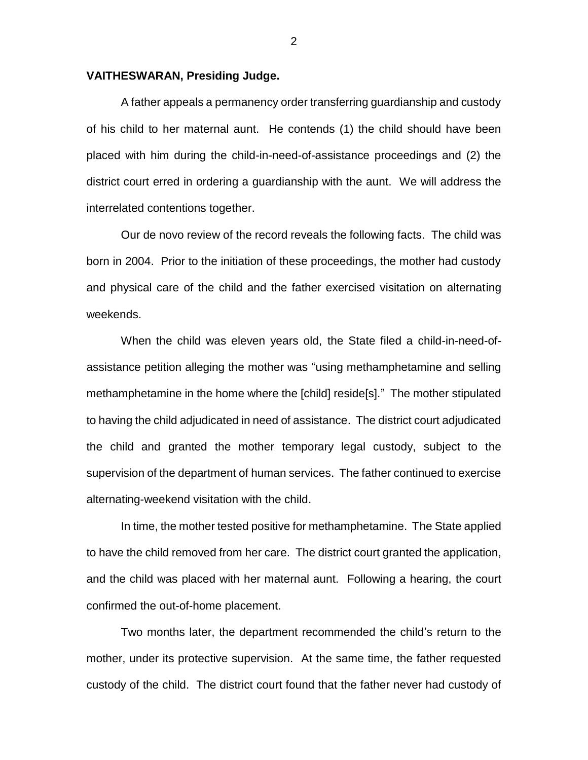**VAITHESWARAN, Presiding Judge.**

A father appeals a permanency order transferring guardianship and custody of his child to her maternal aunt. He contends (1) the child should have been placed with him during the child-in-need-of-assistance proceedings and (2) the district court erred in ordering a guardianship with the aunt. We will address the interrelated contentions together.

Our de novo review of the record reveals the following facts. The child was born in 2004. Prior to the initiation of these proceedings, the mother had custody and physical care of the child and the father exercised visitation on alternating weekends.

When the child was eleven years old, the State filed a child-in-need-of-assistance petition alleging the mother was "using methamphetamine and selling methamphetamine in the home where the [child] reside[s]." The mother stipulated to having the child adjudicated in need of assistance. The district court adjudicated the child and granted the mother temporary legal custody, subject to the supervision of the department of human services. The father continued to exercise alternating-weekend visitation with the child.

In time, the mother tested positive for methamphetamine. The State applied to have the child removed from her care. The district court granted the application, and the child was placed with her maternal aunt. Following a hearing, the court confirmed the out-of-home placement.

Two months later, the department recommended the child's return to the mother, under its protective supervision. At the same time, the father requested custody of the child. The district court found that the father never had custody of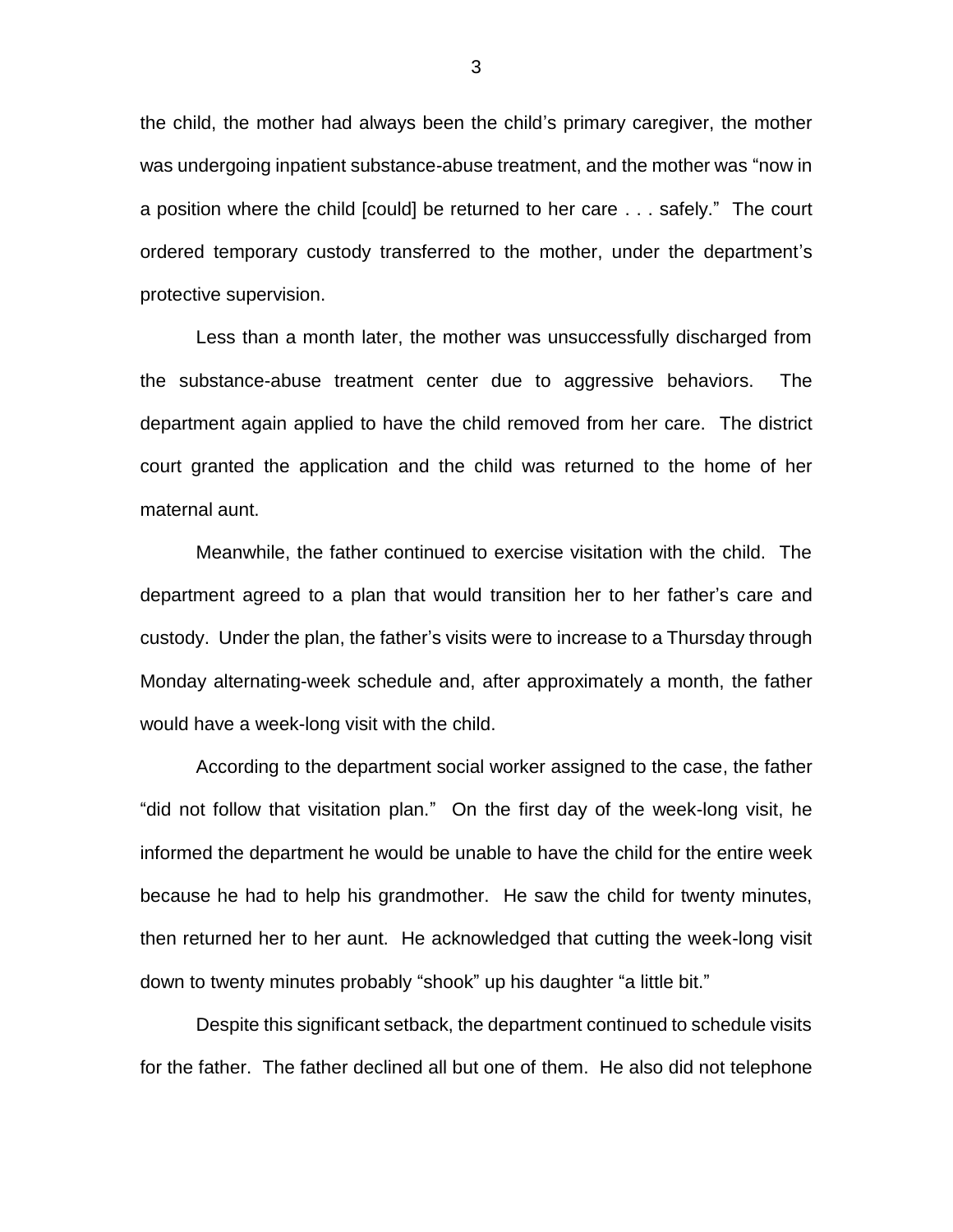the child, the mother had always been the child's primary caregiver, the mother was undergoing inpatient substance-abuse treatment, and the mother was "now in a position where the child [could] be returned to her care . . . safely." The court ordered temporary custody transferred to the mother, under the department's protective supervision.

Less than a month later, the mother was unsuccessfully discharged from the substance-abuse treatment center due to aggressive behaviors. The department again applied to have the child removed from her care. The district court granted the application and the child was returned to the home of her maternal aunt.

Meanwhile, the father continued to exercise visitation with the child. The department agreed to a plan that would transition her to her father's care and custody. Under the plan, the father's visits were to increase to a Thursday through Monday alternating-week schedule and, after approximately a month, the father would have a week-long visit with the child.

According to the department social worker assigned to the case, the father "did not follow that visitation plan." On the first day of the week-long visit, he informed the department he would be unable to have the child for the entire week because he had to help his grandmother. He saw the child for twenty minutes, then returned her to her aunt. He acknowledged that cutting the week-long visit down to twenty minutes probably "shook" up his daughter "a little bit."

Despite this significant setback, the department continued to schedule visits for the father. The father declined all but one of them. He also did not telephone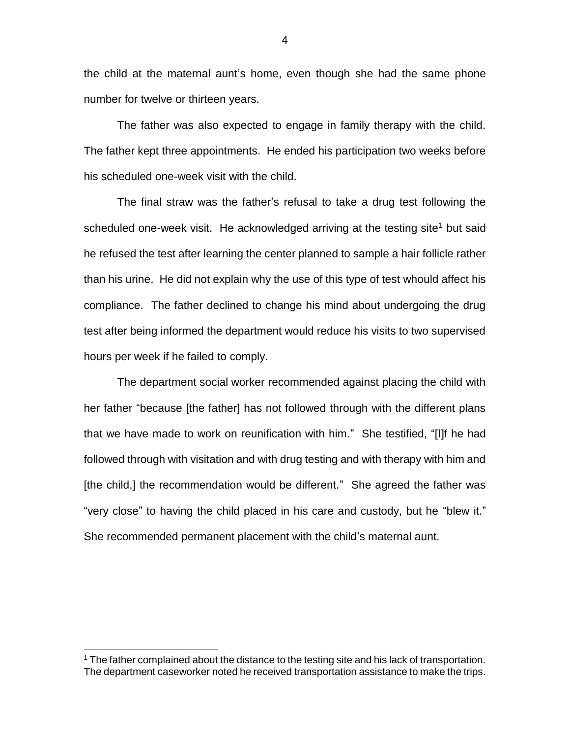the child at the maternal aunt's home, even though she had the same phone number for twelve or thirteen years.

The father was also expected to engage in family therapy with the child. The father kept three appointments. He ended his participation two weeks before his scheduled one-week visit with the child.

The final straw was the father's refusal to take a drug test following the scheduled one-week visit. He acknowledged arriving at the testing site[1] but said he refused the test after learning the center planned to sample a hair follicle rather than his urine. He did not explain why the use of this type of test whould affect his compliance. The father declined to change his mind about undergoing the drug test after being informed the department would reduce his visits to two supervised hours per week if he failed to comply.

The department social worker recommended against placing the child with her father "because [the father] has not followed through with the different plans that we have made to work on reunification with him." She testified, "[I]f he had followed through with visitation and with drug testing and with therapy with him and [the child,] the recommendation would be different." She agreed the father was "very close" to having the child placed in his care and custody, but he "blew it." She recommended permanent placement with the child's maternal aunt.

[1] The father complained about the distance to the testing site and his lack of transportation. The department caseworker noted he received transportation assistance to make the trips.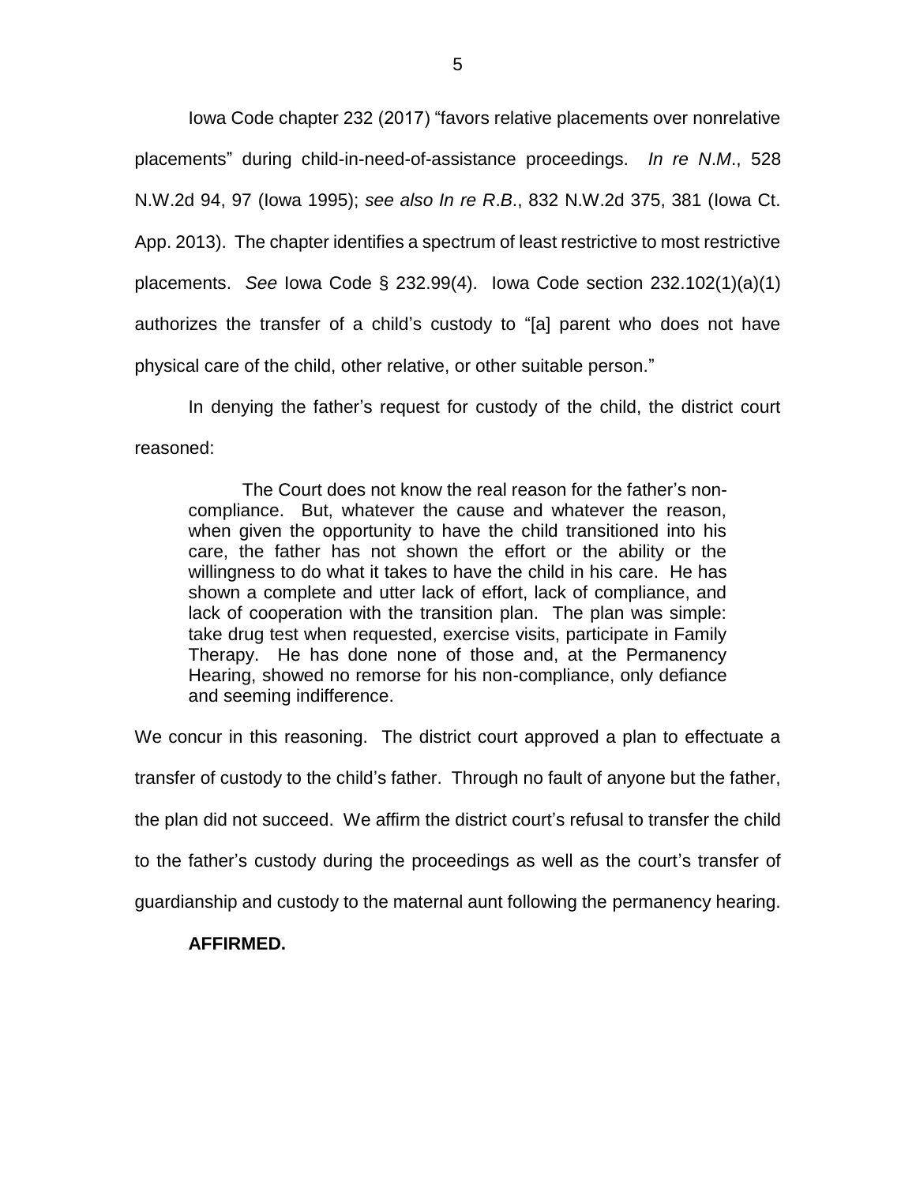Iowa Code chapter 232 (2017) "favors relative placements over nonrelative placements" during child-in-need-of-assistance proceedings. *In re N.M.*, 528 N.W.2d 94, 97 (Iowa 1995); *see also In re R.B.*, 832 N.W.2d 375, 381 (Iowa Ct. App. 2013). The chapter identifies a spectrum of least restrictive to most restrictive placements. *See* Iowa Code § 232.99(4). Iowa Code section 232.102(1)(a)(1) authorizes the transfer of a child's custody to "[a] parent who does not have physical care of the child, other relative, or other suitable person."

In denying the father's request for custody of the child, the district court reasoned:

> The Court does not know the real reason for the father's non-compliance. But, whatever the cause and whatever the reason, when given the opportunity to have the child transitioned into his care, the father has not shown the effort or the ability or the willingness to do what it takes to have the child in his care. He has shown a complete and utter lack of effort, lack of compliance, and lack of cooperation with the transition plan. The plan was simple: take drug test when requested, exercise visits, participate in Family Therapy. He has done none of those and, at the Permanency Hearing, showed no remorse for his non-compliance, only defiance and seeming indifference.

We concur in this reasoning. The district court approved a plan to effectuate a transfer of custody to the child's father. Through no fault of anyone but the father, the plan did not succeed. We affirm the district court's refusal to transfer the child to the father's custody during the proceedings as well as the court's transfer of guardianship and custody to the maternal aunt following the permanency hearing.

**AFFIRMED.**